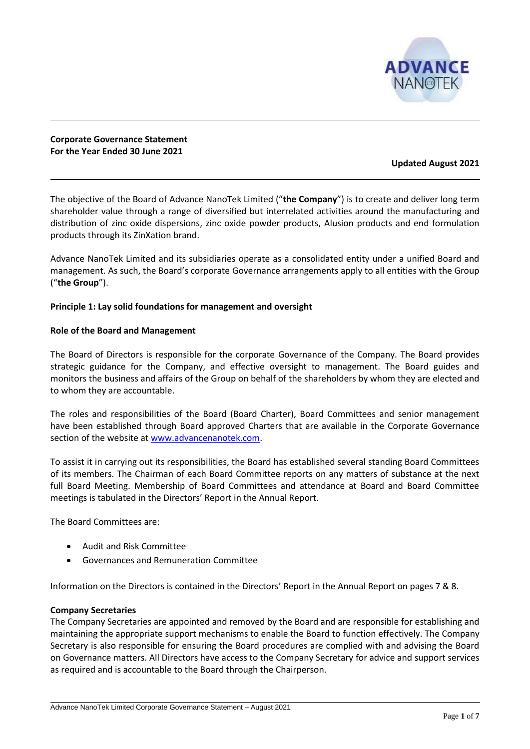**Corporate Governance Statement**
**For the Year Ended 30 June 2021**

**Updated August 2021**

The objective of the Board of Advance NanoTek Limited ("**the Company**") is to create and deliver long term shareholder value through a range of diversified but interrelated activities around the manufacturing and distribution of zinc oxide dispersions, zinc oxide powder products, Alusion products and end formulation products through its ZinXation brand.

Advance NanoTek Limited and its subsidiaries operate as a consolidated entity under a unified Board and management. As such, the Board's corporate Governance arrangements apply to all entities with the Group ("**the Group**").

**Principle 1: Lay solid foundations for management and oversight**

**Role of the Board and Management**

The Board of Directors is responsible for the corporate Governance of the Company. The Board provides strategic guidance for the Company, and effective oversight to management. The Board guides and monitors the business and affairs of the Group on behalf of the shareholders by whom they are elected and to whom they are accountable.

The roles and responsibilities of the Board (Board Charter), Board Committees and senior management have been established through Board approved Charters that are available in the Corporate Governance section of the website at www.advancenanotek.com.

To assist it in carrying out its responsibilities, the Board has established several standing Board Committees of its members. The Chairman of each Board Committee reports on any matters of substance at the next full Board Meeting. Membership of Board Committees and attendance at Board and Board Committee meetings is tabulated in the Directors' Report in the Annual Report.

The Board Committees are:

- Audit and Risk Committee
- Governances and Remuneration Committee

Information on the Directors is contained in the Directors' Report in the Annual Report on pages 7 & 8.

**Company Secretaries**
The Company Secretaries are appointed and removed by the Board and are responsible for establishing and maintaining the appropriate support mechanisms to enable the Board to function effectively. The Company Secretary is also responsible for ensuring the Board procedures are complied with and advising the Board on Governance matters. All Directors have access to the Company Secretary for advice and support services as required and is accountable to the Board through the Chairperson.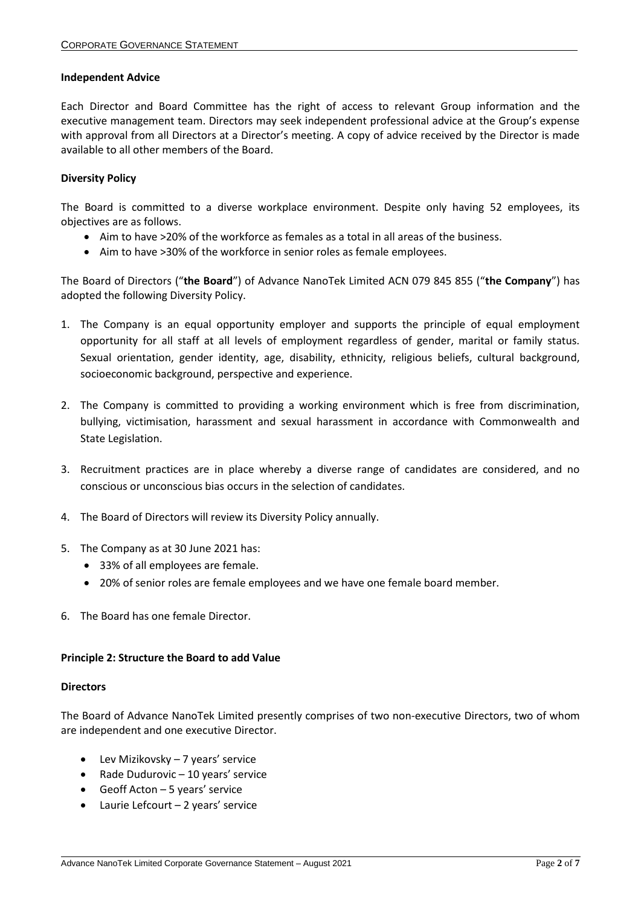**Independent Advice**

Each Director and Board Committee has the right of access to relevant Group information and the executive management team. Directors may seek independent professional advice at the Group's expense with approval from all Directors at a Director's meeting. A copy of advice received by the Director is made available to all other members of the Board.

**Diversity Policy**

The Board is committed to a diverse workplace environment. Despite only having 52 employees, its objectives are as follows.

- Aim to have >20% of the workforce as females as a total in all areas of the business.
- Aim to have >30% of the workforce in senior roles as female employees.

The Board of Directors ("**the Board**") of Advance NanoTek Limited ACN 079 845 855 ("**the Company**") has adopted the following Diversity Policy.

1. The Company is an equal opportunity employer and supports the principle of equal employment opportunity for all staff at all levels of employment regardless of gender, marital or family status. Sexual orientation, gender identity, age, disability, ethnicity, religious beliefs, cultural background, socioeconomic background, perspective and experience.
2. The Company is committed to providing a working environment which is free from discrimination, bullying, victimisation, harassment and sexual harassment in accordance with Commonwealth and State Legislation.
3. Recruitment practices are in place whereby a diverse range of candidates are considered, and no conscious or unconscious bias occurs in the selection of candidates.
4. The Board of Directors will review its Diversity Policy annually.
5. The Company as at 30 June 2021 has:
   - 33% of all employees are female.
   - 20% of senior roles are female employees and we have one female board member.
6. The Board has one female Director.

**Principle 2: Structure the Board to add Value**

**Directors**

The Board of Advance NanoTek Limited presently comprises of two non-executive Directors, two of whom are independent and one executive Director.

- Lev Mizikovsky – 7 years' service
- Rade Dudurovic – 10 years' service
- Geoff Acton – 5 years' service
- Laurie Lefcourt – 2 years' service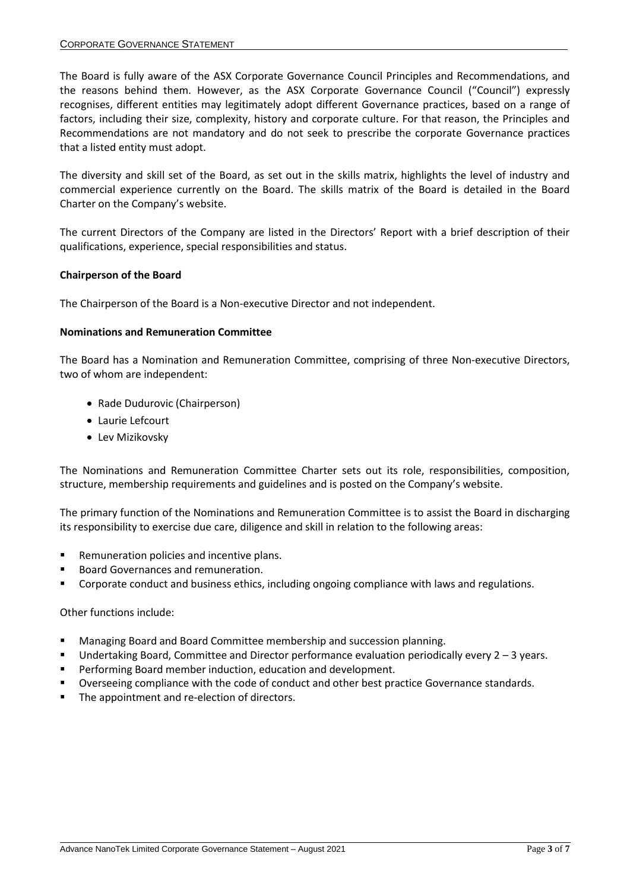The Board is fully aware of the ASX Corporate Governance Council Principles and Recommendations, and the reasons behind them. However, as the ASX Corporate Governance Council ("Council") expressly recognises, different entities may legitimately adopt different Governance practices, based on a range of factors, including their size, complexity, history and corporate culture. For that reason, the Principles and Recommendations are not mandatory and do not seek to prescribe the corporate Governance practices that a listed entity must adopt.

The diversity and skill set of the Board, as set out in the skills matrix, highlights the level of industry and commercial experience currently on the Board. The skills matrix of the Board is detailed in the Board Charter on the Company's website.

The current Directors of the Company are listed in the Directors' Report with a brief description of their qualifications, experience, special responsibilities and status.

**Chairperson of the Board**

The Chairperson of the Board is a Non-executive Director and not independent.

**Nominations and Remuneration Committee**

The Board has a Nomination and Remuneration Committee, comprising of three Non-executive Directors, two of whom are independent:

- Rade Dudurovic (Chairperson)
- Laurie Lefcourt
- Lev Mizikovsky

The Nominations and Remuneration Committee Charter sets out its role, responsibilities, composition, structure, membership requirements and guidelines and is posted on the Company's website.

The primary function of the Nominations and Remuneration Committee is to assist the Board in discharging its responsibility to exercise due care, diligence and skill in relation to the following areas:

- Remuneration policies and incentive plans.
- Board Governances and remuneration.
- Corporate conduct and business ethics, including ongoing compliance with laws and regulations.

Other functions include:

- Managing Board and Board Committee membership and succession planning.
- Undertaking Board, Committee and Director performance evaluation periodically every 2 – 3 years.
- Performing Board member induction, education and development.
- Overseeing compliance with the code of conduct and other best practice Governance standards.
- The appointment and re-election of directors.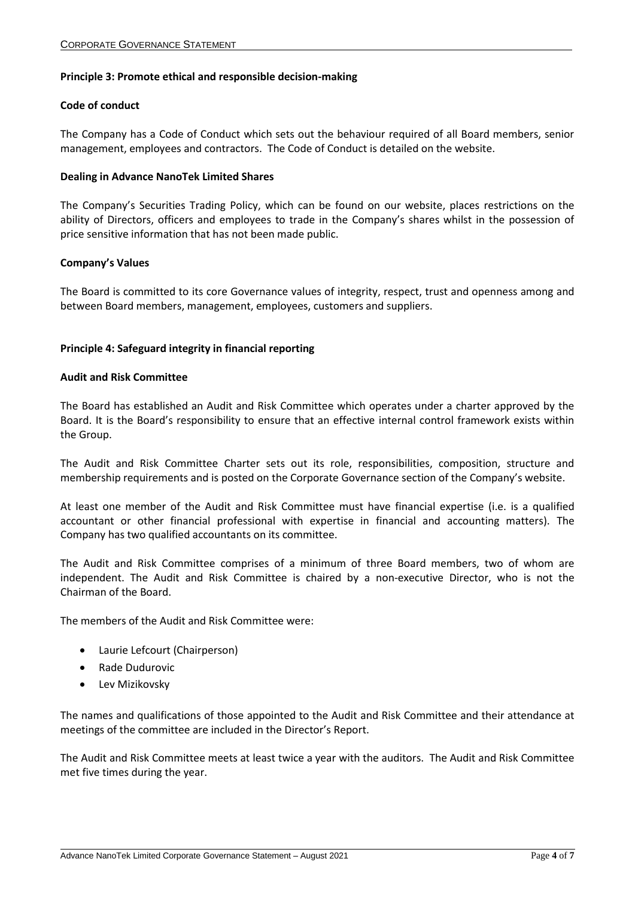## Principle 3: Promote ethical and responsible decision-making

### Code of conduct

The Company has a Code of Conduct which sets out the behaviour required of all Board members, senior management, employees and contractors. The Code of Conduct is detailed on the website.

### Dealing in Advance NanoTek Limited Shares

The Company's Securities Trading Policy, which can be found on our website, places restrictions on the ability of Directors, officers and employees to trade in the Company's shares whilst in the possession of price sensitive information that has not been made public.

### Company's Values

The Board is committed to its core Governance values of integrity, respect, trust and openness among and between Board members, management, employees, customers and suppliers.

## Principle 4: Safeguard integrity in financial reporting

### Audit and Risk Committee

The Board has established an Audit and Risk Committee which operates under a charter approved by the Board. It is the Board's responsibility to ensure that an effective internal control framework exists within the Group.

The Audit and Risk Committee Charter sets out its role, responsibilities, composition, structure and membership requirements and is posted on the Corporate Governance section of the Company's website.

At least one member of the Audit and Risk Committee must have financial expertise (i.e. is a qualified accountant or other financial professional with expertise in financial and accounting matters). The Company has two qualified accountants on its committee.

The Audit and Risk Committee comprises of a minimum of three Board members, two of whom are independent. The Audit and Risk Committee is chaired by a non-executive Director, who is not the Chairman of the Board.

The members of the Audit and Risk Committee were:

- Laurie Lefcourt (Chairperson)
- Rade Dudurovic
- Lev Mizikovsky

The names and qualifications of those appointed to the Audit and Risk Committee and their attendance at meetings of the committee are included in the Director's Report.

The Audit and Risk Committee meets at least twice a year with the auditors. The Audit and Risk Committee met five times during the year.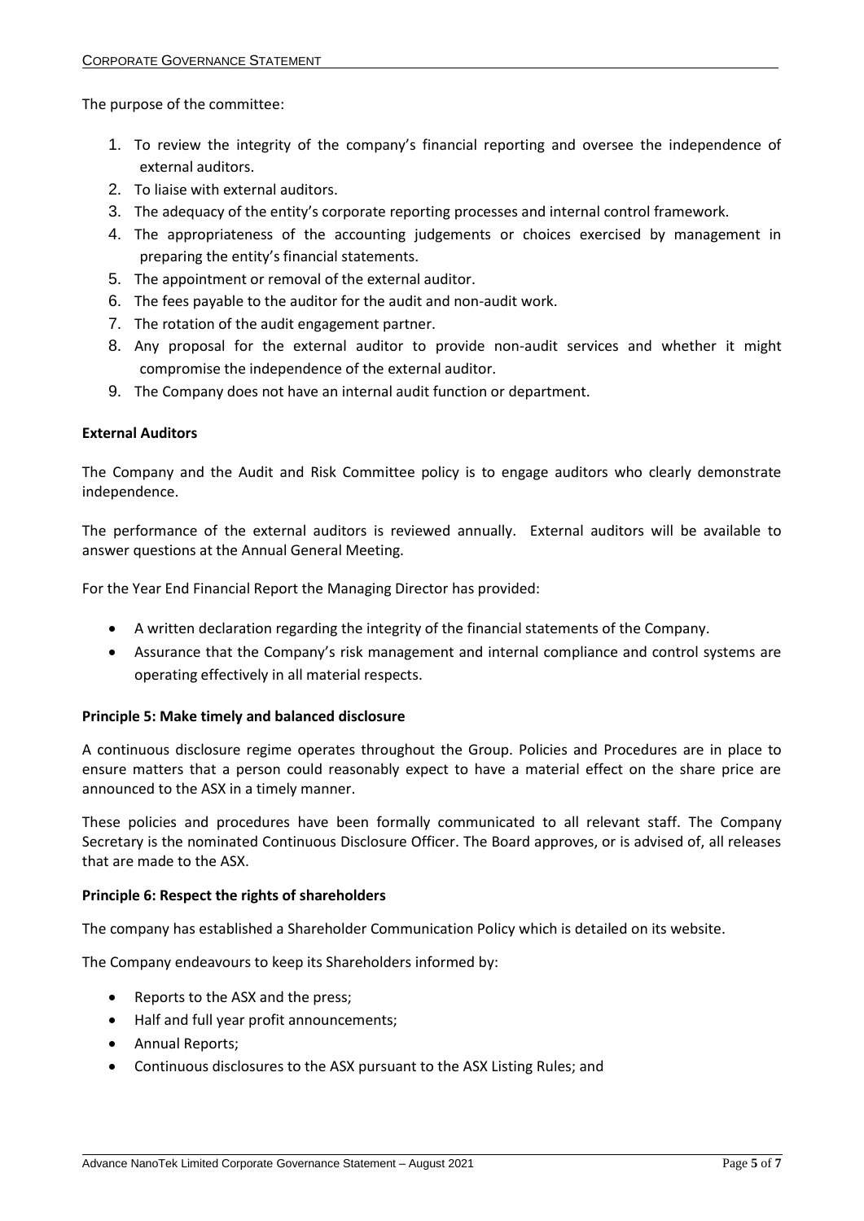The purpose of the committee:

1. To review the integrity of the company's financial reporting and oversee the independence of external auditors.
2. To liaise with external auditors.
3. The adequacy of the entity's corporate reporting processes and internal control framework.
4. The appropriateness of the accounting judgements or choices exercised by management in preparing the entity's financial statements.
5. The appointment or removal of the external auditor.
6. The fees payable to the auditor for the audit and non-audit work.
7. The rotation of the audit engagement partner.
8. Any proposal for the external auditor to provide non-audit services and whether it might compromise the independence of the external auditor.
9. The Company does not have an internal audit function or department.

**External Auditors**

The Company and the Audit and Risk Committee policy is to engage auditors who clearly demonstrate independence.

The performance of the external auditors is reviewed annually. External auditors will be available to answer questions at the Annual General Meeting.

For the Year End Financial Report the Managing Director has provided:

- A written declaration regarding the integrity of the financial statements of the Company.
- Assurance that the Company's risk management and internal compliance and control systems are operating effectively in all material respects.

**Principle 5: Make timely and balanced disclosure**

A continuous disclosure regime operates throughout the Group. Policies and Procedures are in place to ensure matters that a person could reasonably expect to have a material effect on the share price are announced to the ASX in a timely manner.

These policies and procedures have been formally communicated to all relevant staff. The Company Secretary is the nominated Continuous Disclosure Officer. The Board approves, or is advised of, all releases that are made to the ASX.

**Principle 6: Respect the rights of shareholders**

The company has established a Shareholder Communication Policy which is detailed on its website.

The Company endeavours to keep its Shareholders informed by:

- Reports to the ASX and the press;
- Half and full year profit announcements;
- Annual Reports;
- Continuous disclosures to the ASX pursuant to the ASX Listing Rules; and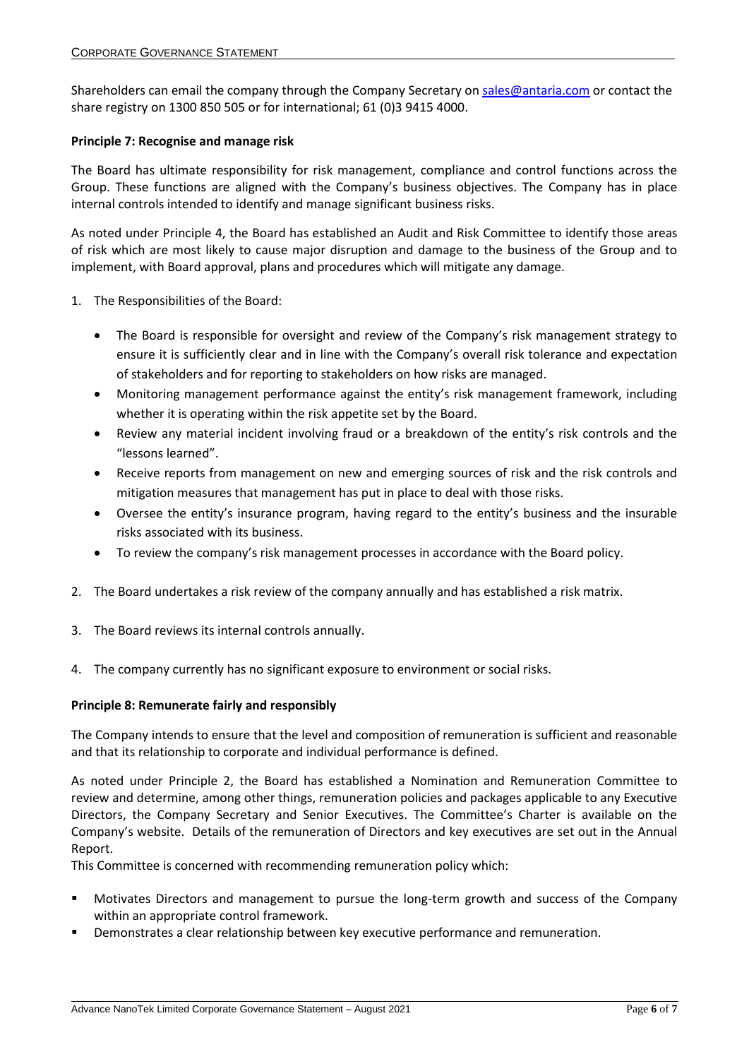Shareholders can email the company through the Company Secretary on sales@antaria.com or contact the share registry on 1300 850 505 or for international; 61 (0)3 9415 4000.

**Principle 7: Recognise and manage risk**

The Board has ultimate responsibility for risk management, compliance and control functions across the Group. These functions are aligned with the Company's business objectives. The Company has in place internal controls intended to identify and manage significant business risks.

As noted under Principle 4, the Board has established an Audit and Risk Committee to identify those areas of risk which are most likely to cause major disruption and damage to the business of the Group and to implement, with Board approval, plans and procedures which will mitigate any damage.

1. The Responsibilities of the Board:
   - The Board is responsible for oversight and review of the Company's risk management strategy to ensure it is sufficiently clear and in line with the Company's overall risk tolerance and expectation of stakeholders and for reporting to stakeholders on how risks are managed.
   - Monitoring management performance against the entity's risk management framework, including whether it is operating within the risk appetite set by the Board.
   - Review any material incident involving fraud or a breakdown of the entity's risk controls and the "lessons learned".
   - Receive reports from management on new and emerging sources of risk and the risk controls and mitigation measures that management has put in place to deal with those risks.
   - Oversee the entity's insurance program, having regard to the entity's business and the insurable risks associated with its business.
   - To review the company's risk management processes in accordance with the Board policy.
2. The Board undertakes a risk review of the company annually and has established a risk matrix.
3. The Board reviews its internal controls annually.
4. The company currently has no significant exposure to environment or social risks.

**Principle 8: Remunerate fairly and responsibly**

The Company intends to ensure that the level and composition of remuneration is sufficient and reasonable and that its relationship to corporate and individual performance is defined.

As noted under Principle 2, the Board has established a Nomination and Remuneration Committee to review and determine, among other things, remuneration policies and packages applicable to any Executive Directors, the Company Secretary and Senior Executives. The Committee's Charter is available on the Company's website. Details of the remuneration of Directors and key executives are set out in the Annual Report.

This Committee is concerned with recommending remuneration policy which:

- Motivates Directors and management to pursue the long-term growth and success of the Company within an appropriate control framework.
- Demonstrates a clear relationship between key executive performance and remuneration.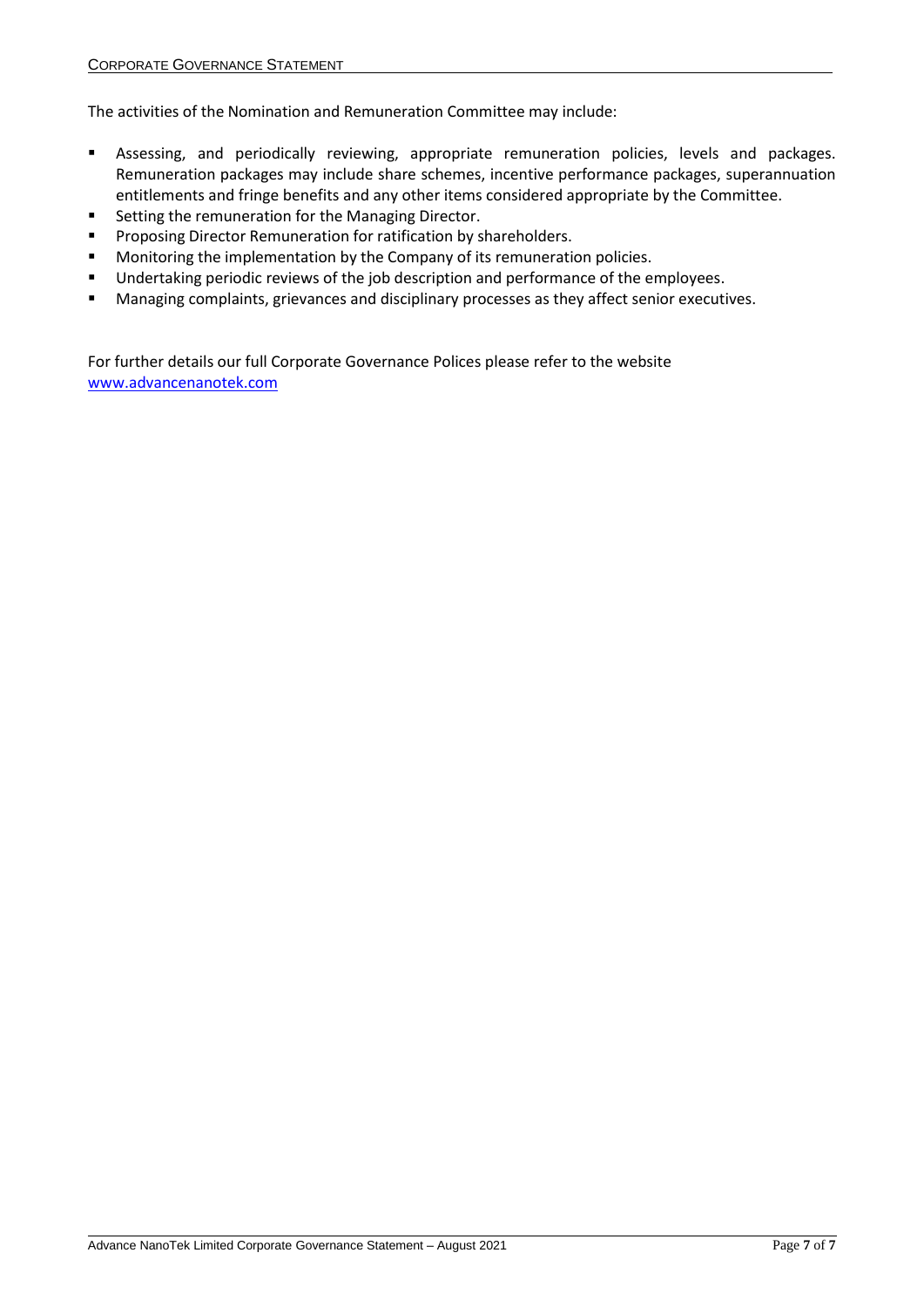The activities of the Nomination and Remuneration Committee may include:

- Assessing, and periodically reviewing, appropriate remuneration policies, levels and packages. Remuneration packages may include share schemes, incentive performance packages, superannuation entitlements and fringe benefits and any other items considered appropriate by the Committee.
- Setting the remuneration for the Managing Director.
- Proposing Director Remuneration for ratification by shareholders.
- Monitoring the implementation by the Company of its remuneration policies.
- Undertaking periodic reviews of the job description and performance of the employees.
- Managing complaints, grievances and disciplinary processes as they affect senior executives.

For further details our full Corporate Governance Polices please refer to the website
[www.advancenanotek.com](www.advancenanotek.com)